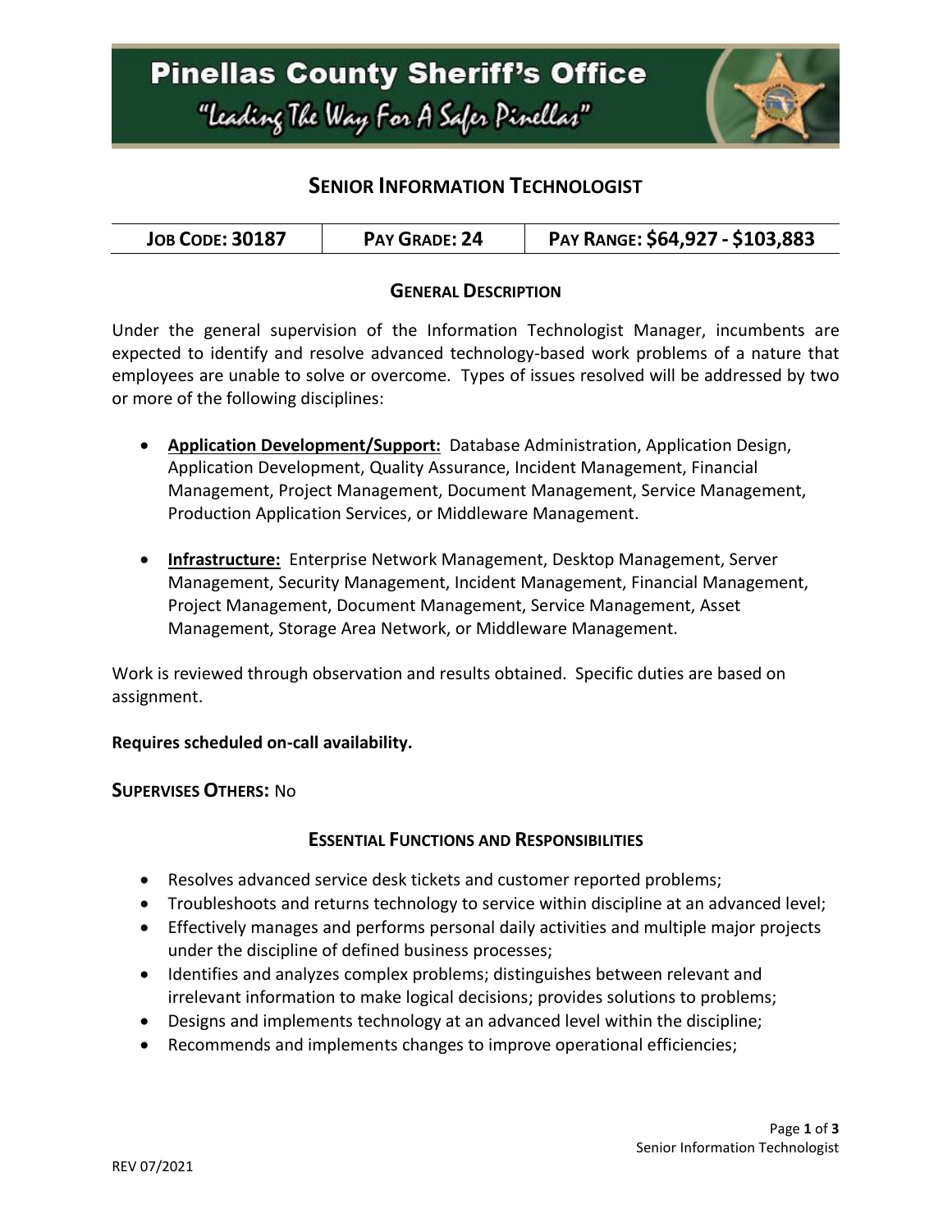# Pinellas County Sheriff's Office

*"Leading The Way For A Safer Pinellas"*

## Senior Information Technologist

| **Job Code: 30187** | **Pay Grade: 24** | **Pay Range: $64,927 - $103,883** |
|---|---|---|

### General Description

Under the general supervision of the Information Technologist Manager, incumbents are expected to identify and resolve advanced technology-based work problems of a nature that employees are unable to solve or overcome. Types of issues resolved will be addressed by two or more of the following disciplines:

- **Application Development/Support:** Database Administration, Application Design, Application Development, Quality Assurance, Incident Management, Financial Management, Project Management, Document Management, Service Management, Production Application Services, or Middleware Management.

- **Infrastructure:** Enterprise Network Management, Desktop Management, Server Management, Security Management, Incident Management, Financial Management, Project Management, Document Management, Service Management, Asset Management, Storage Area Network, or Middleware Management.

Work is reviewed through observation and results obtained. Specific duties are based on assignment.

**Requires scheduled on-call availability.**

**Supervises Others:** No

### Essential Functions and Responsibilities

- Resolves advanced service desk tickets and customer reported problems;
- Troubleshoots and returns technology to service within discipline at an advanced level;
- Effectively manages and performs personal daily activities and multiple major projects under the discipline of defined business processes;
- Identifies and analyzes complex problems; distinguishes between relevant and irrelevant information to make logical decisions; provides solutions to problems;
- Designs and implements technology at an advanced level within the discipline;
- Recommends and implements changes to improve operational efficiencies;

REV 07/2021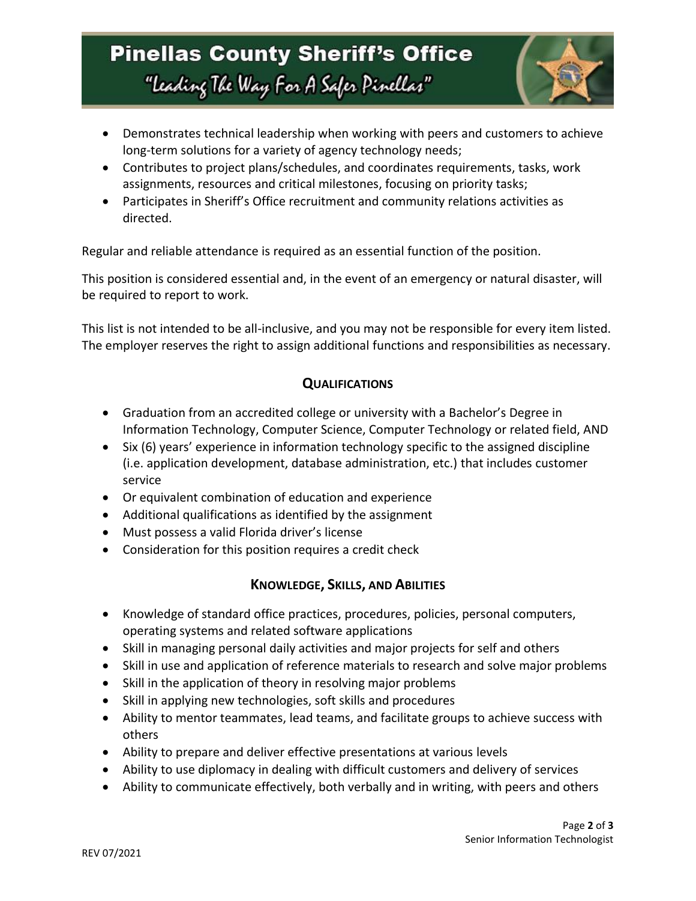- Demonstrates technical leadership when working with peers and customers to achieve long-term solutions for a variety of agency technology needs;
- Contributes to project plans/schedules, and coordinates requirements, tasks, work assignments, resources and critical milestones, focusing on priority tasks;
- Participates in Sheriff's Office recruitment and community relations activities as directed.

Regular and reliable attendance is required as an essential function of the position.

This position is considered essential and, in the event of an emergency or natural disaster, will be required to report to work.

This list is not intended to be all-inclusive, and you may not be responsible for every item listed. The employer reserves the right to assign additional functions and responsibilities as necessary.

## QUALIFICATIONS

- Graduation from an accredited college or university with a Bachelor's Degree in Information Technology, Computer Science, Computer Technology or related field, AND
- Six (6) years' experience in information technology specific to the assigned discipline (i.e. application development, database administration, etc.) that includes customer service
- Or equivalent combination of education and experience
- Additional qualifications as identified by the assignment
- Must possess a valid Florida driver's license
- Consideration for this position requires a credit check

## KNOWLEDGE, SKILLS, AND ABILITIES

- Knowledge of standard office practices, procedures, policies, personal computers, operating systems and related software applications
- Skill in managing personal daily activities and major projects for self and others
- Skill in use and application of reference materials to research and solve major problems
- Skill in the application of theory in resolving major problems
- Skill in applying new technologies, soft skills and procedures
- Ability to mentor teammates, lead teams, and facilitate groups to achieve success with others
- Ability to prepare and deliver effective presentations at various levels
- Ability to use diplomacy in dealing with difficult customers and delivery of services
- Ability to communicate effectively, both verbally and in writing, with peers and others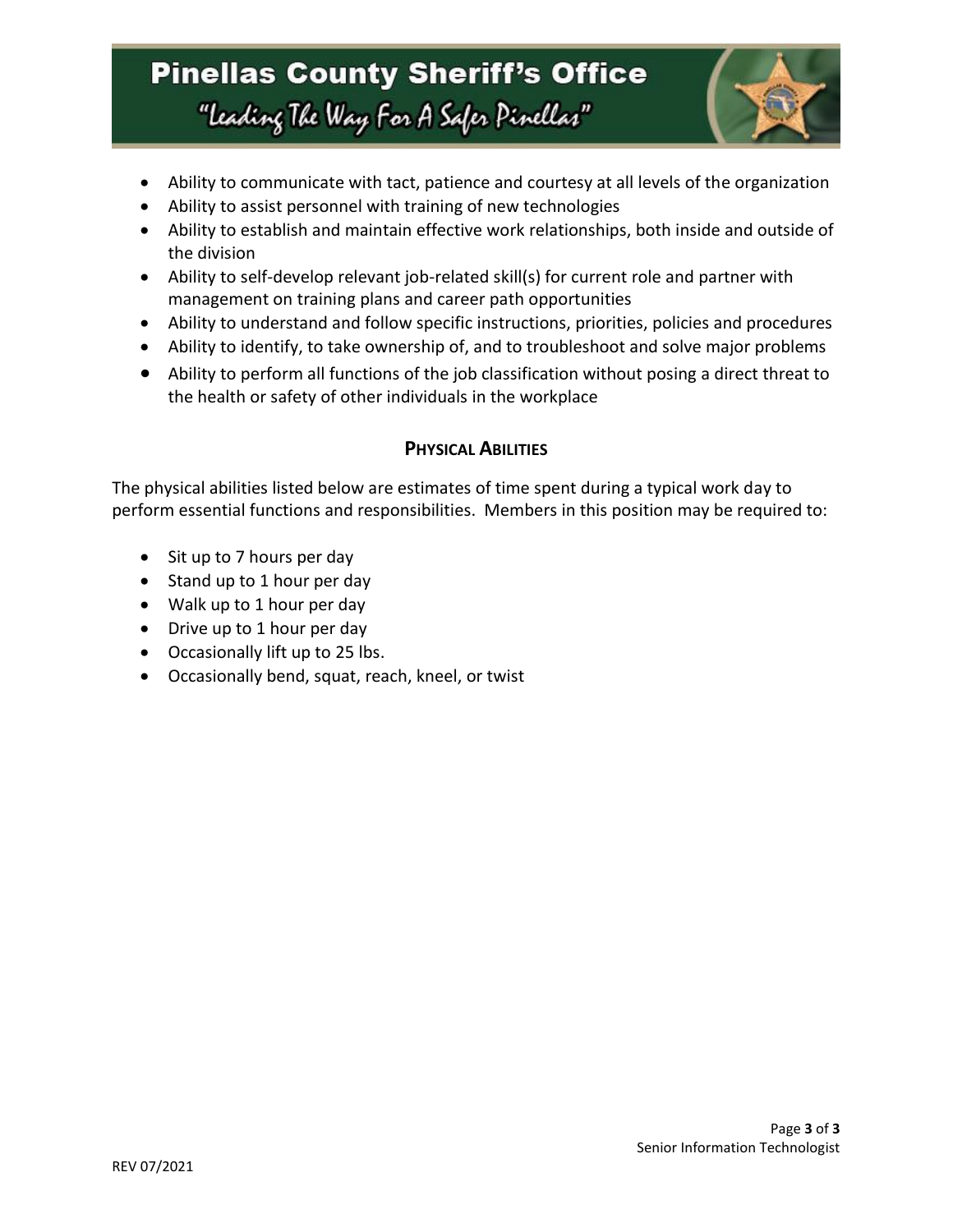- Ability to communicate with tact, patience and courtesy at all levels of the organization
- Ability to assist personnel with training of new technologies
- Ability to establish and maintain effective work relationships, both inside and outside of the division
- Ability to self-develop relevant job-related skill(s) for current role and partner with management on training plans and career path opportunities
- Ability to understand and follow specific instructions, priorities, policies and procedures
- Ability to identify, to take ownership of, and to troubleshoot and solve major problems
- Ability to perform all functions of the job classification without posing a direct threat to the health or safety of other individuals in the workplace

## Physical Abilities

The physical abilities listed below are estimates of time spent during a typical work day to perform essential functions and responsibilities. Members in this position may be required to:

- Sit up to 7 hours per day
- Stand up to 1 hour per day
- Walk up to 1 hour per day
- Drive up to 1 hour per day
- Occasionally lift up to 25 lbs.
- Occasionally bend, squat, reach, kneel, or twist